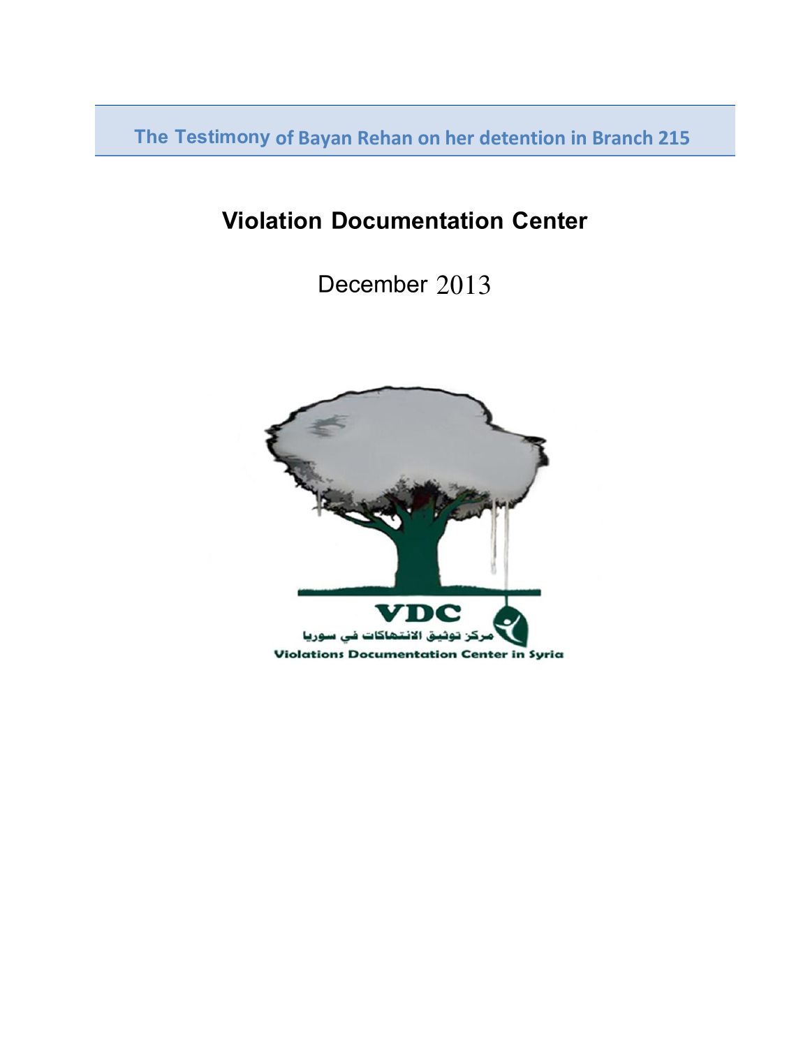# The Testimony of Bayan Rehan on her detention in Branch 215

## Violation Documentation Center

December 2013

VDC

مركز توثيق الانتهاكات في سوريا

Violations Documentation Center in Syria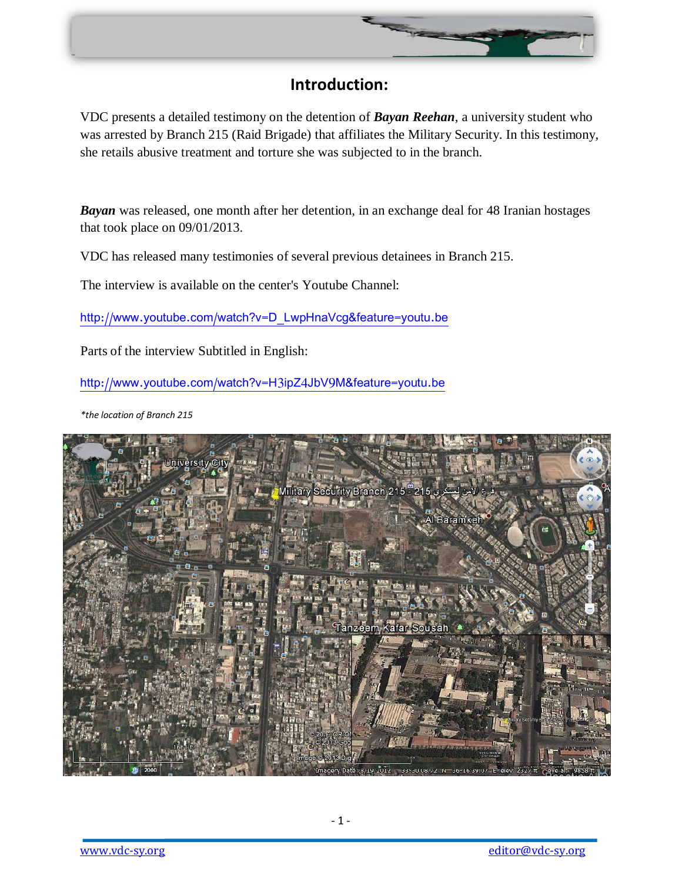# Introduction:

VDC presents a detailed testimony on the detention of ***Bayan Reehan***, a university student who was arrested by Branch 215 (Raid Brigade) that affiliates the Military Security. In this testimony, she retails abusive treatment and torture she was subjected to in the branch.

***Bayan*** was released, one month after her detention, in an exchange deal for 48 Iranian hostages that took place on 09/01/2013.

VDC has released many testimonies of several previous detainees in Branch 215.

The interview is available on the center's Youtube Channel:

http://www.youtube.com/watch?v=D_LwpHnaVcg&feature=youtu.be

Parts of the interview Subtitled in English:

http://www.youtube.com/watch?v=H3ipZ4JbV9M&feature=youtu.be

*\*the location of Branch 215*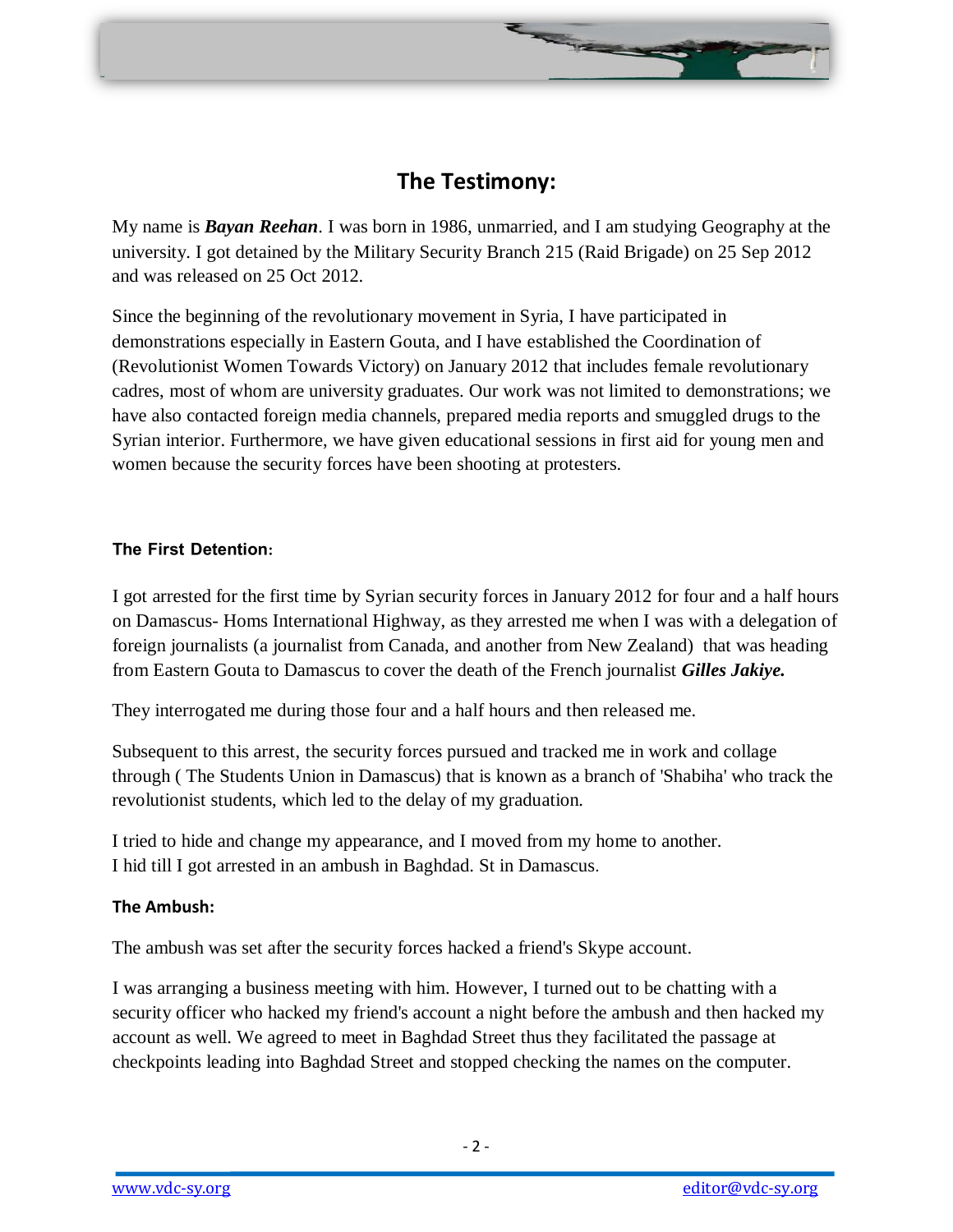# The Testimony:

My name is ***Bayan Reehan***. I was born in 1986, unmarried, and I am studying Geography at the university. I got detained by the Military Security Branch 215 (Raid Brigade) on 25 Sep 2012 and was released on 25 Oct 2012.

Since the beginning of the revolutionary movement in Syria, I have participated in demonstrations especially in Eastern Gouta, and I have established the Coordination of (Revolutionist Women Towards Victory) on January 2012 that includes female revolutionary cadres, most of whom are university graduates. Our work was not limited to demonstrations; we have also contacted foreign media channels, prepared media reports and smuggled drugs to the Syrian interior. Furthermore, we have given educational sessions in first aid for young men and women because the security forces have been shooting at protesters.

### The First Detention:

I got arrested for the first time by Syrian security forces in January 2012 for four and a half hours on Damascus- Homs International Highway, as they arrested me when I was with a delegation of foreign journalists (a journalist from Canada, and another from New Zealand) that was heading from Eastern Gouta to Damascus to cover the death of the French journalist ***Gilles Jakiye.***

They interrogated me during those four and a half hours and then released me.

Subsequent to this arrest, the security forces pursued and tracked me in work and collage through ( The Students Union in Damascus) that is known as a branch of 'Shabiha' who track the revolutionist students, which led to the delay of my graduation.

I tried to hide and change my appearance, and I moved from my home to another.
I hid till I got arrested in an ambush in Baghdad. St in Damascus.

### The Ambush:

The ambush was set after the security forces hacked a friend's Skype account.

I was arranging a business meeting with him. However, I turned out to be chatting with a security officer who hacked my friend's account a night before the ambush and then hacked my account as well. We agreed to meet in Baghdad Street thus they facilitated the passage at checkpoints leading into Baghdad Street and stopped checking the names on the computer.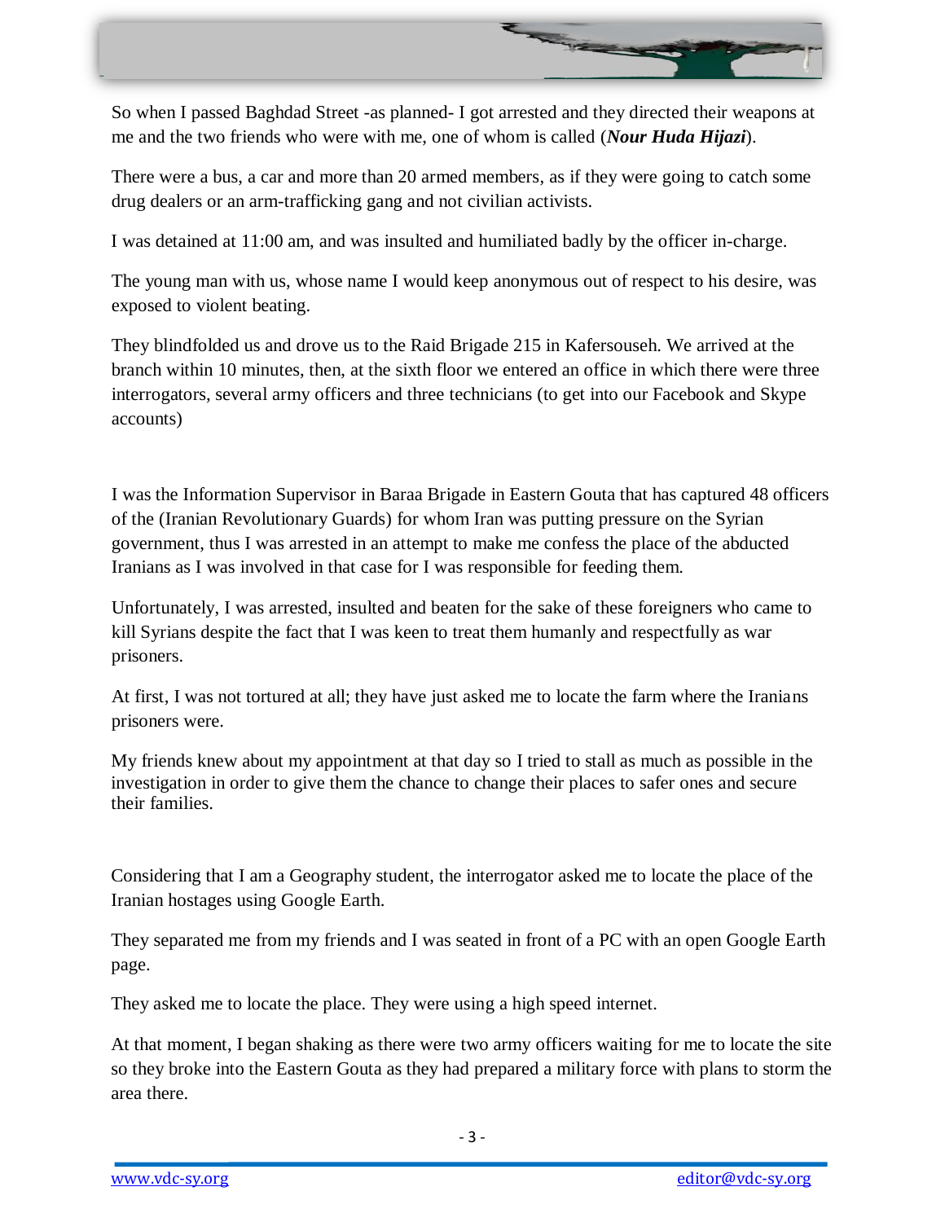So when I passed Baghdad Street -as planned- I got arrested and they directed their weapons at me and the two friends who were with me, one of whom is called (***Nour Huda Hijazi***).

There were a bus, a car and more than 20 armed members, as if they were going to catch some drug dealers or an arm-trafficking gang and not civilian activists.

I was detained at 11:00 am, and was insulted and humiliated badly by the officer in-charge.

The young man with us, whose name I would keep anonymous out of respect to his desire, was exposed to violent beating.

They blindfolded us and drove us to the Raid Brigade 215 in Kafersouseh. We arrived at the branch within 10 minutes, then, at the sixth floor we entered an office in which there were three interrogators, several army officers and three technicians (to get into our Facebook and Skype accounts)

I was the Information Supervisor in Baraa Brigade in Eastern Gouta that has captured 48 officers of the (Iranian Revolutionary Guards) for whom Iran was putting pressure on the Syrian government, thus I was arrested in an attempt to make me confess the place of the abducted Iranians as I was involved in that case for I was responsible for feeding them.

Unfortunately, I was arrested, insulted and beaten for the sake of these foreigners who came to kill Syrians despite the fact that I was keen to treat them humanly and respectfully as war prisoners.

At first, I was not tortured at all; they have just asked me to locate the farm where the Iranians prisoners were.

My friends knew about my appointment at that day so I tried to stall as much as possible in the investigation in order to give them the chance to change their places to safer ones and secure their families.

Considering that I am a Geography student, the interrogator asked me to locate the place of the Iranian hostages using Google Earth.

They separated me from my friends and I was seated in front of a PC with an open Google Earth page.

They asked me to locate the place. They were using a high speed internet.

At that moment, I began shaking as there were two army officers waiting for me to locate the site so they broke into the Eastern Gouta as they had prepared a military force with plans to storm the area there.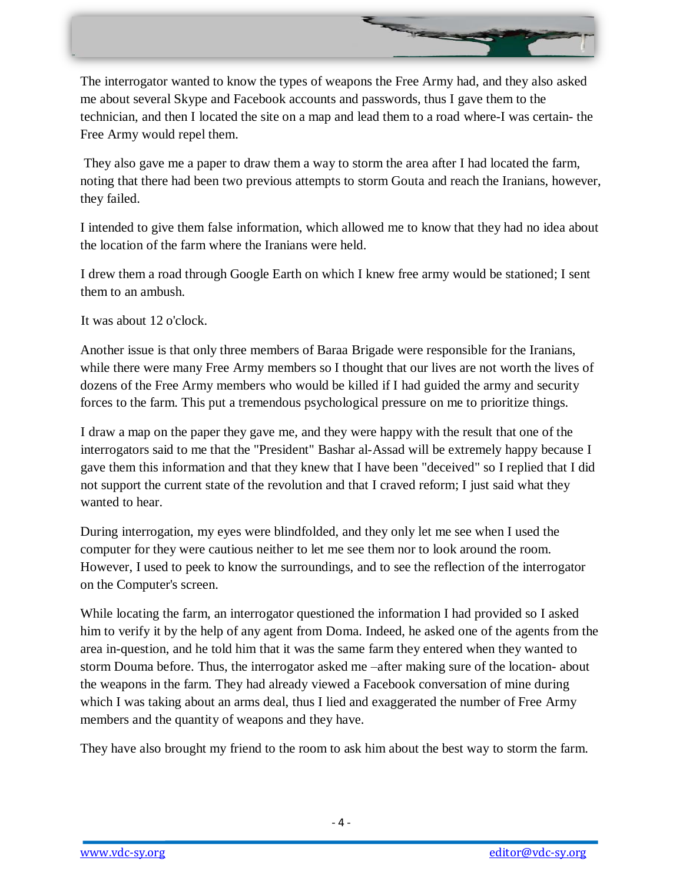The interrogator wanted to know the types of weapons the Free Army had, and they also asked me about several Skype and Facebook accounts and passwords, thus I gave them to the technician, and then I located the site on a map and lead them to a road where-I was certain- the Free Army would repel them.

They also gave me a paper to draw them a way to storm the area after I had located the farm, noting that there had been two previous attempts to storm Gouta and reach the Iranians, however, they failed.

I intended to give them false information, which allowed me to know that they had no idea about the location of the farm where the Iranians were held.

I drew them a road through Google Earth on which I knew free army would be stationed; I sent them to an ambush.

It was about 12 o'clock.

Another issue is that only three members of Baraa Brigade were responsible for the Iranians, while there were many Free Army members so I thought that our lives are not worth the lives of dozens of the Free Army members who would be killed if I had guided the army and security forces to the farm. This put a tremendous psychological pressure on me to prioritize things.

I draw a map on the paper they gave me, and they were happy with the result that one of the interrogators said to me that the "President" Bashar al-Assad will be extremely happy because I gave them this information and that they knew that I have been "deceived" so I replied that I did not support the current state of the revolution and that I craved reform; I just said what they wanted to hear.

During interrogation, my eyes were blindfolded, and they only let me see when I used the computer for they were cautious neither to let me see them nor to look around the room. However, I used to peek to know the surroundings, and to see the reflection of the interrogator on the Computer's screen.

While locating the farm, an interrogator questioned the information I had provided so I asked him to verify it by the help of any agent from Doma. Indeed, he asked one of the agents from the area in-question, and he told him that it was the same farm they entered when they wanted to storm Douma before. Thus, the interrogator asked me –after making sure of the location- about the weapons in the farm. They had already viewed a Facebook conversation of mine during which I was taking about an arms deal, thus I lied and exaggerated the number of Free Army members and the quantity of weapons and they have.

They have also brought my friend to the room to ask him about the best way to storm the farm.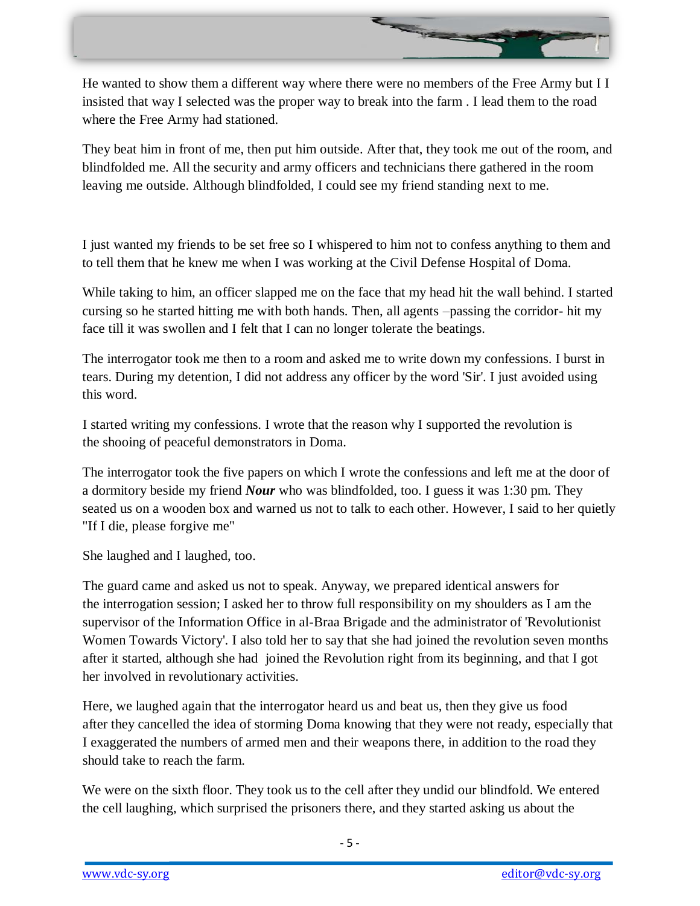He wanted to show them a different way where there were no members of the Free Army but I I insisted that way I selected was the proper way to break into the farm . I lead them to the road where the Free Army had stationed.

They beat him in front of me, then put him outside. After that, they took me out of the room, and blindfolded me. All the security and army officers and technicians there gathered in the room leaving me outside. Although blindfolded, I could see my friend standing next to me.

I just wanted my friends to be set free so I whispered to him not to confess anything to them and to tell them that he knew me when I was working at the Civil Defense Hospital of Doma.

While taking to him, an officer slapped me on the face that my head hit the wall behind. I started cursing so he started hitting me with both hands. Then, all agents –passing the corridor- hit my face till it was swollen and I felt that I can no longer tolerate the beatings.

The interrogator took me then to a room and asked me to write down my confessions. I burst in tears. During my detention, I did not address any officer by the word 'Sir'. I just avoided using this word.

I started writing my confessions. I wrote that the reason why I supported the revolution is the shooing of peaceful demonstrators in Doma.

The interrogator took the five papers on which I wrote the confessions and left me at the door of a dormitory beside my friend ***Nour*** who was blindfolded, too. I guess it was 1:30 pm. They seated us on a wooden box and warned us not to talk to each other. However, I said to her quietly "If I die, please forgive me"

She laughed and I laughed, too.

The guard came and asked us not to speak. Anyway, we prepared identical answers for the interrogation session; I asked her to throw full responsibility on my shoulders as I am the supervisor of the Information Office in al-Braa Brigade and the administrator of 'Revolutionist Women Towards Victory'. I also told her to say that she had joined the revolution seven months after it started, although she had joined the Revolution right from its beginning, and that I got her involved in revolutionary activities.

Here, we laughed again that the interrogator heard us and beat us, then they give us food after they cancelled the idea of storming Doma knowing that they were not ready, especially that I exaggerated the numbers of armed men and their weapons there, in addition to the road they should take to reach the farm.

We were on the sixth floor. They took us to the cell after they undid our blindfold. We entered the cell laughing, which surprised the prisoners there, and they started asking us about the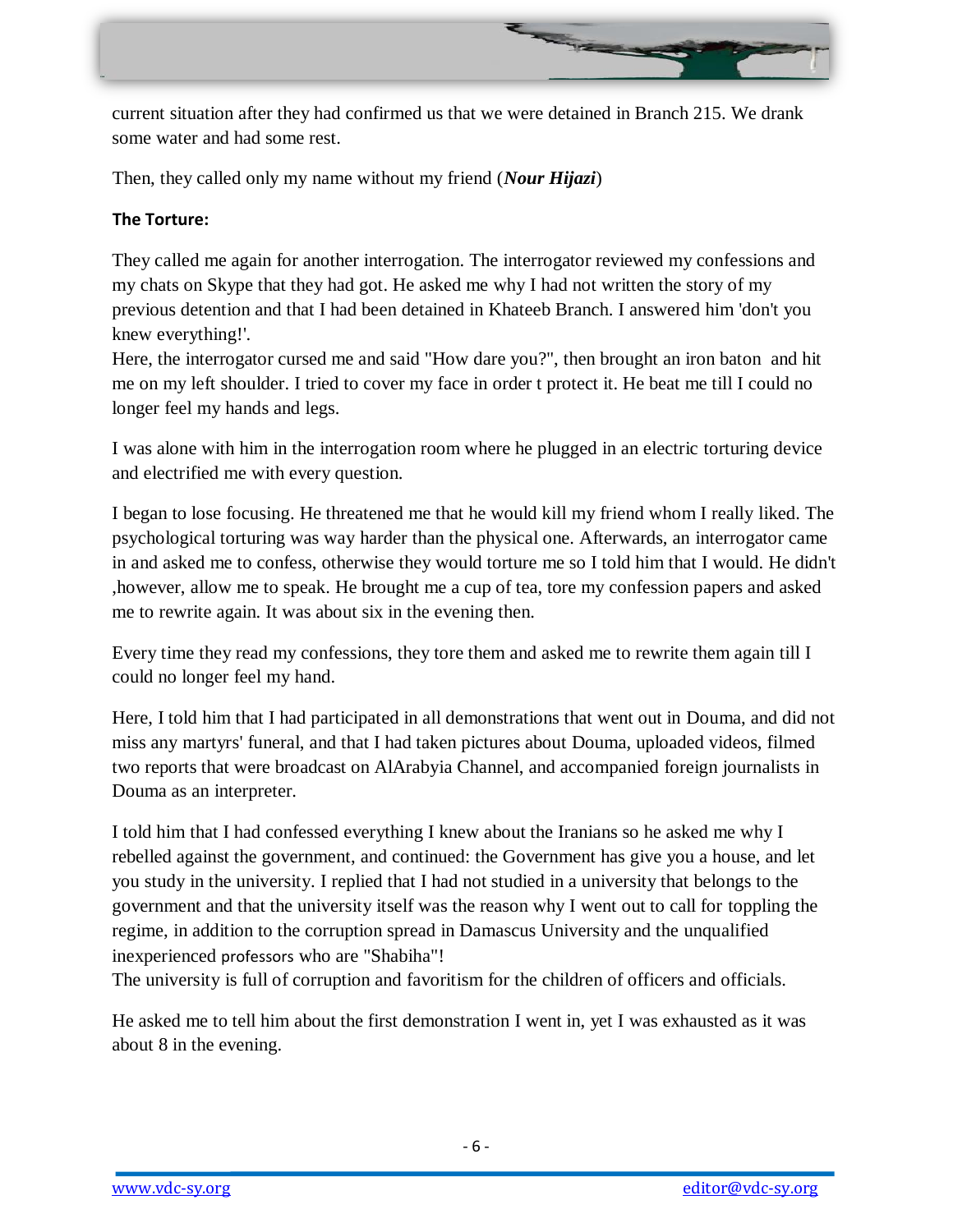current situation after they had confirmed us that we were detained in Branch 215. We drank some water and had some rest.

Then, they called only my name without my friend (***Nour Hijazi***)

**The Torture:**

They called me again for another interrogation. The interrogator reviewed my confessions and my chats on Skype that they had got. He asked me why I had not written the story of my previous detention and that I had been detained in Khateeb Branch. I answered him 'don't you knew everything!'.
Here, the interrogator cursed me and said "How dare you?", then brought an iron baton and hit me on my left shoulder. I tried to cover my face in order t protect it. He beat me till I could no longer feel my hands and legs.

I was alone with him in the interrogation room where he plugged in an electric torturing device and electrified me with every question.

I began to lose focusing. He threatened me that he would kill my friend whom I really liked. The psychological torturing was way harder than the physical one. Afterwards, an interrogator came in and asked me to confess, otherwise they would torture me so I told him that I would. He didn't ,however, allow me to speak. He brought me a cup of tea, tore my confession papers and asked me to rewrite again. It was about six in the evening then.

Every time they read my confessions, they tore them and asked me to rewrite them again till I could no longer feel my hand.

Here, I told him that I had participated in all demonstrations that went out in Douma, and did not miss any martyrs' funeral, and that I had taken pictures about Douma, uploaded videos, filmed two reports that were broadcast on AlArabyia Channel, and accompanied foreign journalists in Douma as an interpreter.

I told him that I had confessed everything I knew about the Iranians so he asked me why I rebelled against the government, and continued: the Government has give you a house, and let you study in the university. I replied that I had not studied in a university that belongs to the government and that the university itself was the reason why I went out to call for toppling the regime, in addition to the corruption spread in Damascus University and the unqualified inexperienced professors who are "Shabiha"!
The university is full of corruption and favoritism for the children of officers and officials.

He asked me to tell him about the first demonstration I went in, yet I was exhausted as it was about 8 in the evening.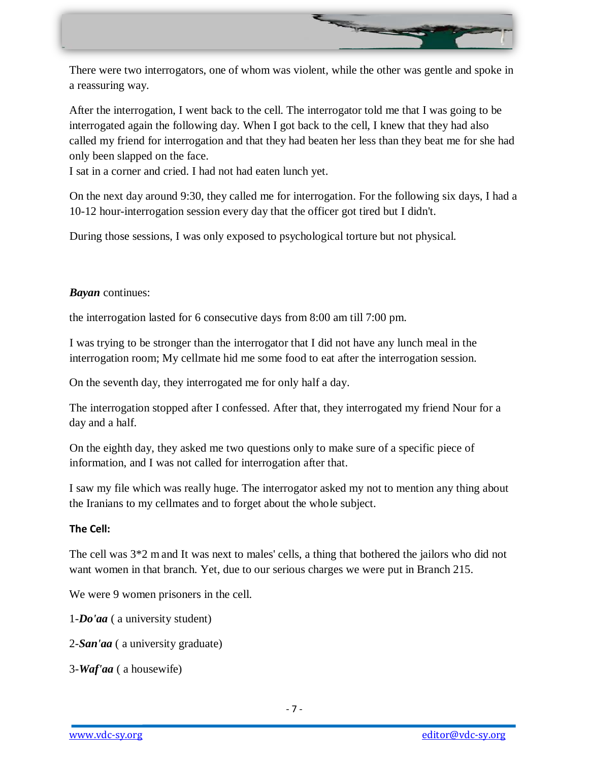There were two interrogators, one of whom was violent, while the other was gentle and spoke in a reassuring way.

After the interrogation, I went back to the cell. The interrogator told me that I was going to be interrogated again the following day. When I got back to the cell, I knew that they had also called my friend for interrogation and that they had beaten her less than they beat me for she had only been slapped on the face.
I sat in a corner and cried. I had not had eaten lunch yet.

On the next day around 9:30, they called me for interrogation. For the following six days, I had a 10-12 hour-interrogation session every day that the officer got tired but I didn't.

During those sessions, I was only exposed to psychological torture but not physical.

***Bayan*** continues:

the interrogation lasted for 6 consecutive days from 8:00 am till 7:00 pm.

I was trying to be stronger than the interrogator that I did not have any lunch meal in the interrogation room; My cellmate hid me some food to eat after the interrogation session.

On the seventh day, they interrogated me for only half a day.

The interrogation stopped after I confessed. After that, they interrogated my friend Nour for a day and a half.

On the eighth day, they asked me two questions only to make sure of a specific piece of information, and I was not called for interrogation after that.

I saw my file which was really huge. The interrogator asked my not to mention any thing about the Iranians to my cellmates and to forget about the whole subject.

**The Cell:**

The cell was 3*2 m and It was next to males' cells, a thing that bothered the jailors who did not want women in that branch. Yet, due to our serious charges we were put in Branch 215.

We were 9 women prisoners in the cell.

1-***Do'aa*** ( a university student)

2-***San'aa*** ( a university graduate)

3-***Waf'aa*** ( a housewife)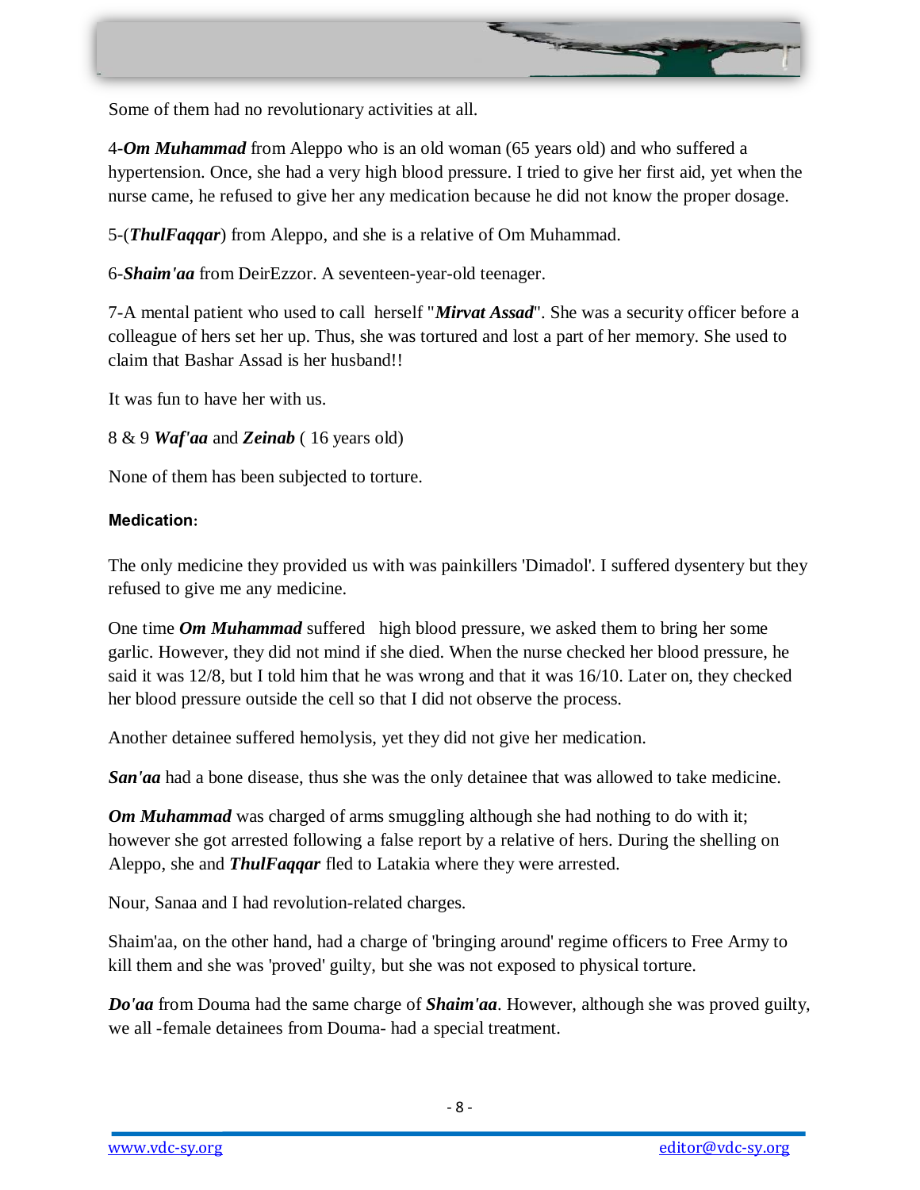Some of them had no revolutionary activities at all.

4-***Om Muhammad*** from Aleppo who is an old woman (65 years old) and who suffered a hypertension. Once, she had a very high blood pressure. I tried to give her first aid, yet when the nurse came, he refused to give her any medication because he did not know the proper dosage.

5-(***ThulFaqqar***) from Aleppo, and she is a relative of Om Muhammad.

6-***Shaim'aa*** from DeirEzzor. A seventeen-year-old teenager.

7-A mental patient who used to call herself "***Mirvat Assad***". She was a security officer before a colleague of hers set her up. Thus, she was tortured and lost a part of her memory. She used to claim that Bashar Assad is her husband!!

It was fun to have her with us.

8 & 9 ***Waf'aa*** and ***Zeinab*** ( 16 years old)

None of them has been subjected to torture.

**Medication:**

The only medicine they provided us with was painkillers 'Dimadol'. I suffered dysentery but they refused to give me any medicine.

One time ***Om Muhammad*** suffered high blood pressure, we asked them to bring her some garlic. However, they did not mind if she died. When the nurse checked her blood pressure, he said it was 12/8, but I told him that he was wrong and that it was 16/10. Later on, they checked her blood pressure outside the cell so that I did not observe the process.

Another detainee suffered hemolysis, yet they did not give her medication.

***San'aa*** had a bone disease, thus she was the only detainee that was allowed to take medicine.

***Om Muhammad*** was charged of arms smuggling although she had nothing to do with it; however she got arrested following a false report by a relative of hers. During the shelling on Aleppo, she and ***ThulFaqqar*** fled to Latakia where they were arrested.

Nour, Sanaa and I had revolution-related charges.

Shaim'aa, on the other hand, had a charge of 'bringing around' regime officers to Free Army to kill them and she was 'proved' guilty, but she was not exposed to physical torture.

***Do'aa*** from Douma had the same charge of ***Shaim'aa***. However, although she was proved guilty, we all -female detainees from Douma- had a special treatment.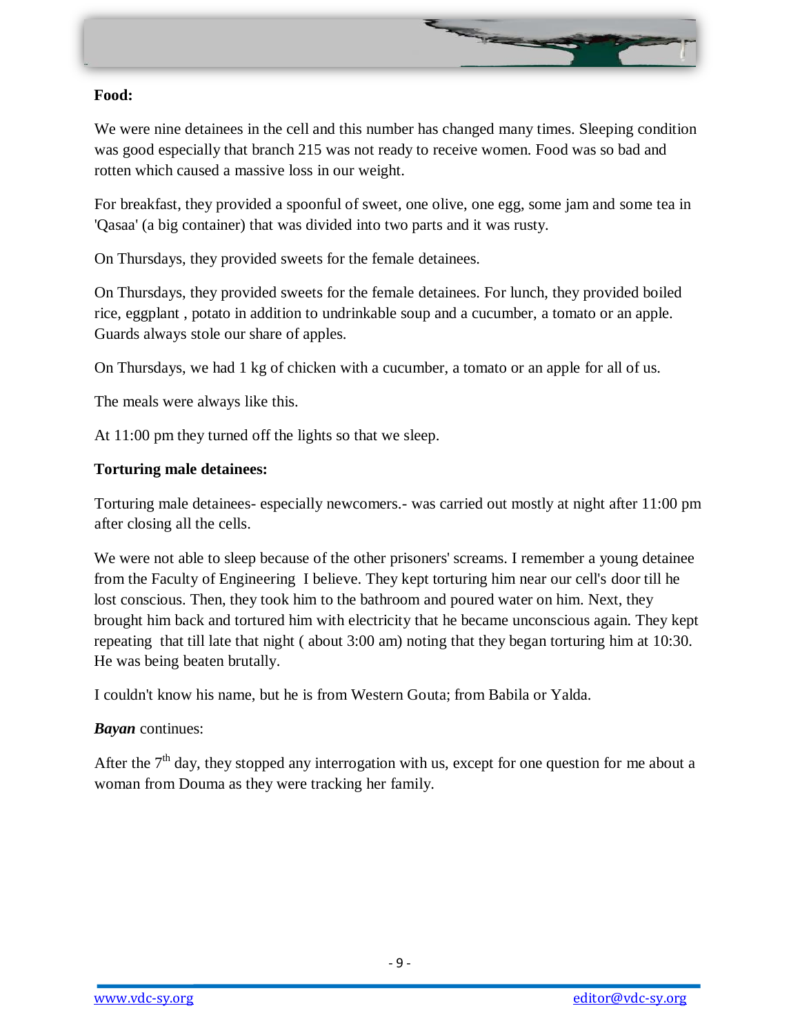**Food:**

We were nine detainees in the cell and this number has changed many times. Sleeping condition was good especially that branch 215 was not ready to receive women. Food was so bad and rotten which caused a massive loss in our weight.

For breakfast, they provided a spoonful of sweet, one olive, one egg, some jam and some tea in 'Qasaa' (a big container) that was divided into two parts and it was rusty.

On Thursdays, they provided sweets for the female detainees.

On Thursdays, they provided sweets for the female detainees. For lunch, they provided boiled rice, eggplant , potato in addition to undrinkable soup and a cucumber, a tomato or an apple. Guards always stole our share of apples.

On Thursdays, we had 1 kg of chicken with a cucumber, a tomato or an apple for all of us.

The meals were always like this.

At 11:00 pm they turned off the lights so that we sleep.

**Torturing male detainees:**

Torturing male detainees- especially newcomers.- was carried out mostly at night after 11:00 pm after closing all the cells.

We were not able to sleep because of the other prisoners' screams. I remember a young detainee from the Faculty of Engineering I believe. They kept torturing him near our cell's door till he lost conscious. Then, they took him to the bathroom and poured water on him. Next, they brought him back and tortured him with electricity that he became unconscious again. They kept repeating that till late that night ( about 3:00 am) noting that they began torturing him at 10:30. He was being beaten brutally.

I couldn't know his name, but he is from Western Gouta; from Babila or Yalda.

***Bayan*** continues:

After the 7th day, they stopped any interrogation with us, except for one question for me about a woman from Douma as they were tracking her family.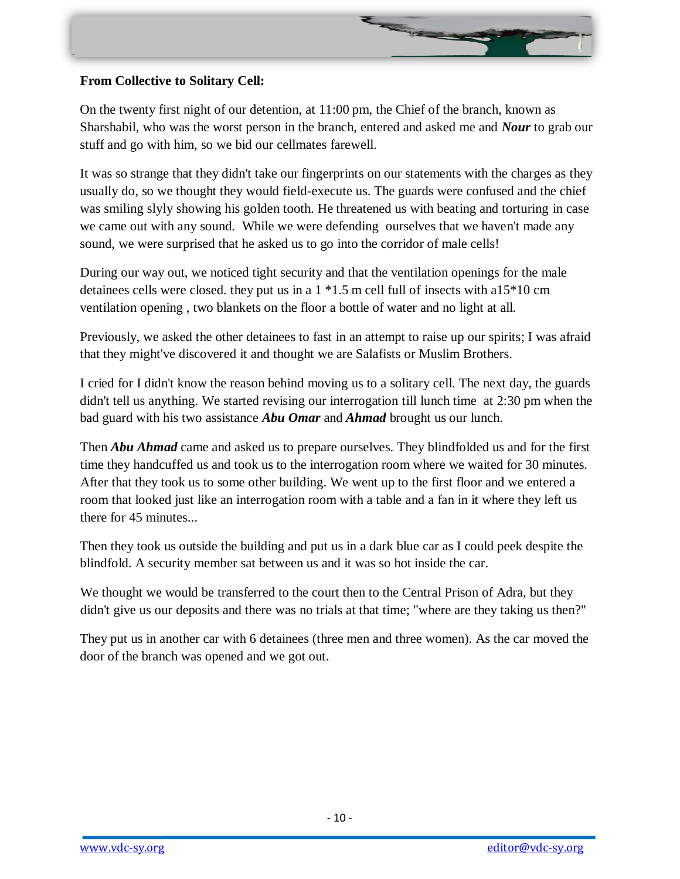**From Collective to Solitary Cell:**

On the twenty first night of our detention, at 11:00 pm, the Chief of the branch, known as Sharshabil, who was the worst person in the branch, entered and asked me and ***Nour*** to grab our stuff and go with him, so we bid our cellmates farewell.

It was so strange that they didn't take our fingerprints on our statements with the charges as they usually do, so we thought they would field-execute us. The guards were confused and the chief was smiling slyly showing his golden tooth. He threatened us with beating and torturing in case we came out with any sound. While we were defending ourselves that we haven't made any sound, we were surprised that he asked us to go into the corridor of male cells!

During our way out, we noticed tight security and that the ventilation openings for the male detainees cells were closed. they put us in a 1 *1.5 m cell full of insects with a15*10 cm ventilation opening , two blankets on the floor a bottle of water and no light at all.

Previously, we asked the other detainees to fast in an attempt to raise up our spirits; I was afraid that they might've discovered it and thought we are Salafists or Muslim Brothers.

I cried for I didn't know the reason behind moving us to a solitary cell. The next day, the guards didn't tell us anything. We started revising our interrogation till lunch time at 2:30 pm when the bad guard with his two assistance ***Abu Omar*** and ***Ahmad*** brought us our lunch.

Then ***Abu Ahmad*** came and asked us to prepare ourselves. They blindfolded us and for the first time they handcuffed us and took us to the interrogation room where we waited for 30 minutes. After that they took us to some other building. We went up to the first floor and we entered a room that looked just like an interrogation room with a table and a fan in it where they left us there for 45 minutes...

Then they took us outside the building and put us in a dark blue car as I could peek despite the blindfold. A security member sat between us and it was so hot inside the car.

We thought we would be transferred to the court then to the Central Prison of Adra, but they didn't give us our deposits and there was no trials at that time; "where are they taking us then?"

They put us in another car with 6 detainees (three men and three women). As the car moved the door of the branch was opened and we got out.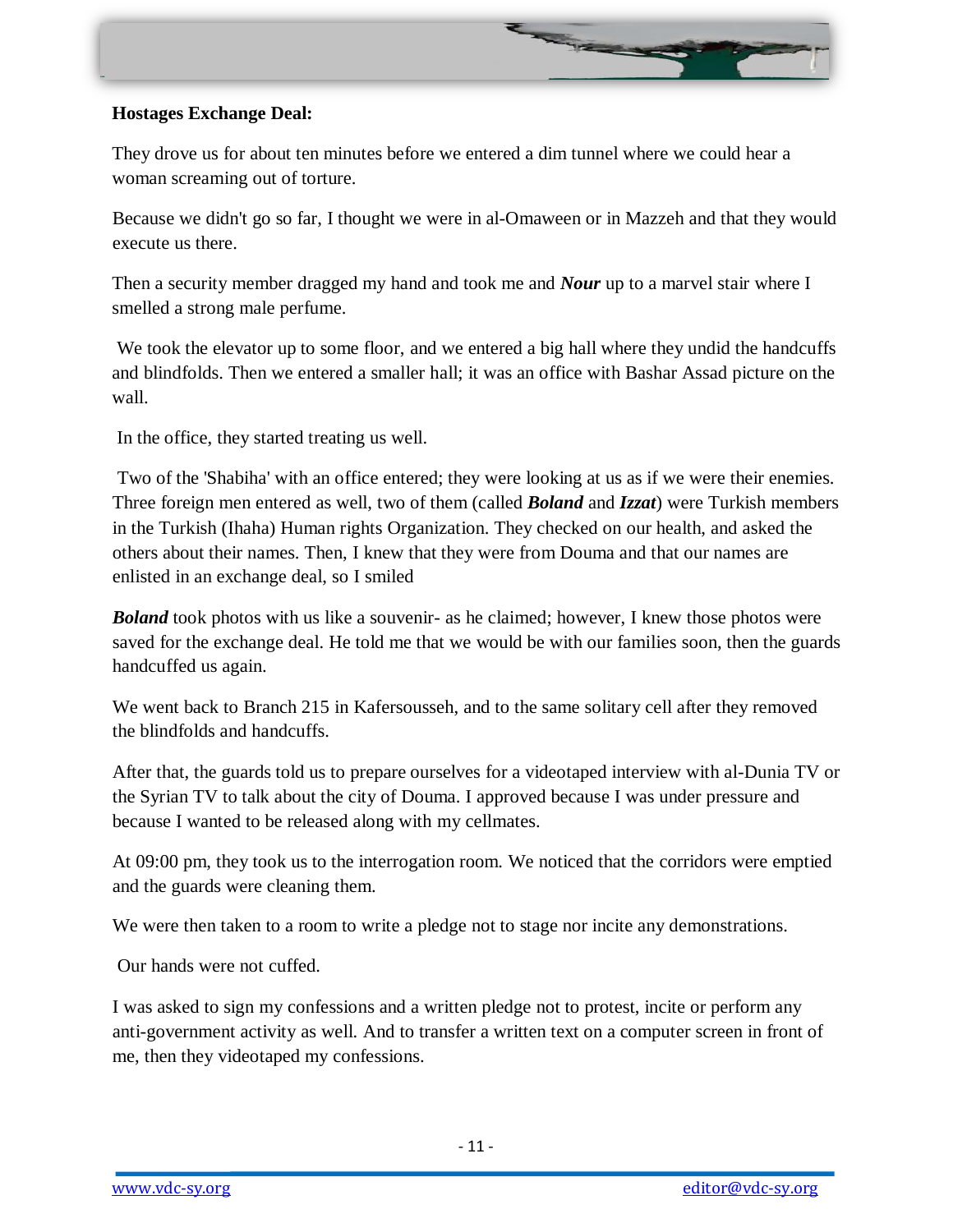**Hostages Exchange Deal:**

They drove us for about ten minutes before we entered a dim tunnel where we could hear a woman screaming out of torture.

Because we didn't go so far, I thought we were in al-Omaween or in Mazzeh and that they would execute us there.

Then a security member dragged my hand and took me and ***Nour*** up to a marvel stair where I smelled a strong male perfume.

We took the elevator up to some floor, and we entered a big hall where they undid the handcuffs and blindfolds. Then we entered a smaller hall; it was an office with Bashar Assad picture on the wall.

In the office, they started treating us well.

Two of the 'Shabiha' with an office entered; they were looking at us as if we were their enemies. Three foreign men entered as well, two of them (called ***Boland*** and ***Izzat***) were Turkish members in the Turkish (Ihaha) Human rights Organization. They checked on our health, and asked the others about their names. Then, I knew that they were from Douma and that our names are enlisted in an exchange deal, so I smiled

***Boland*** took photos with us like a souvenir- as he claimed; however, I knew those photos were saved for the exchange deal. He told me that we would be with our families soon, then the guards handcuffed us again.

We went back to Branch 215 in Kafersousseh, and to the same solitary cell after they removed the blindfolds and handcuffs.

After that, the guards told us to prepare ourselves for a videotaped interview with al-Dunia TV or the Syrian TV to talk about the city of Douma. I approved because I was under pressure and because I wanted to be released along with my cellmates.

At 09:00 pm, they took us to the interrogation room. We noticed that the corridors were emptied and the guards were cleaning them.

We were then taken to a room to write a pledge not to stage nor incite any demonstrations.

Our hands were not cuffed.

I was asked to sign my confessions and a written pledge not to protest, incite or perform any anti-government activity as well. And to transfer a written text on a computer screen in front of me, then they videotaped my confessions.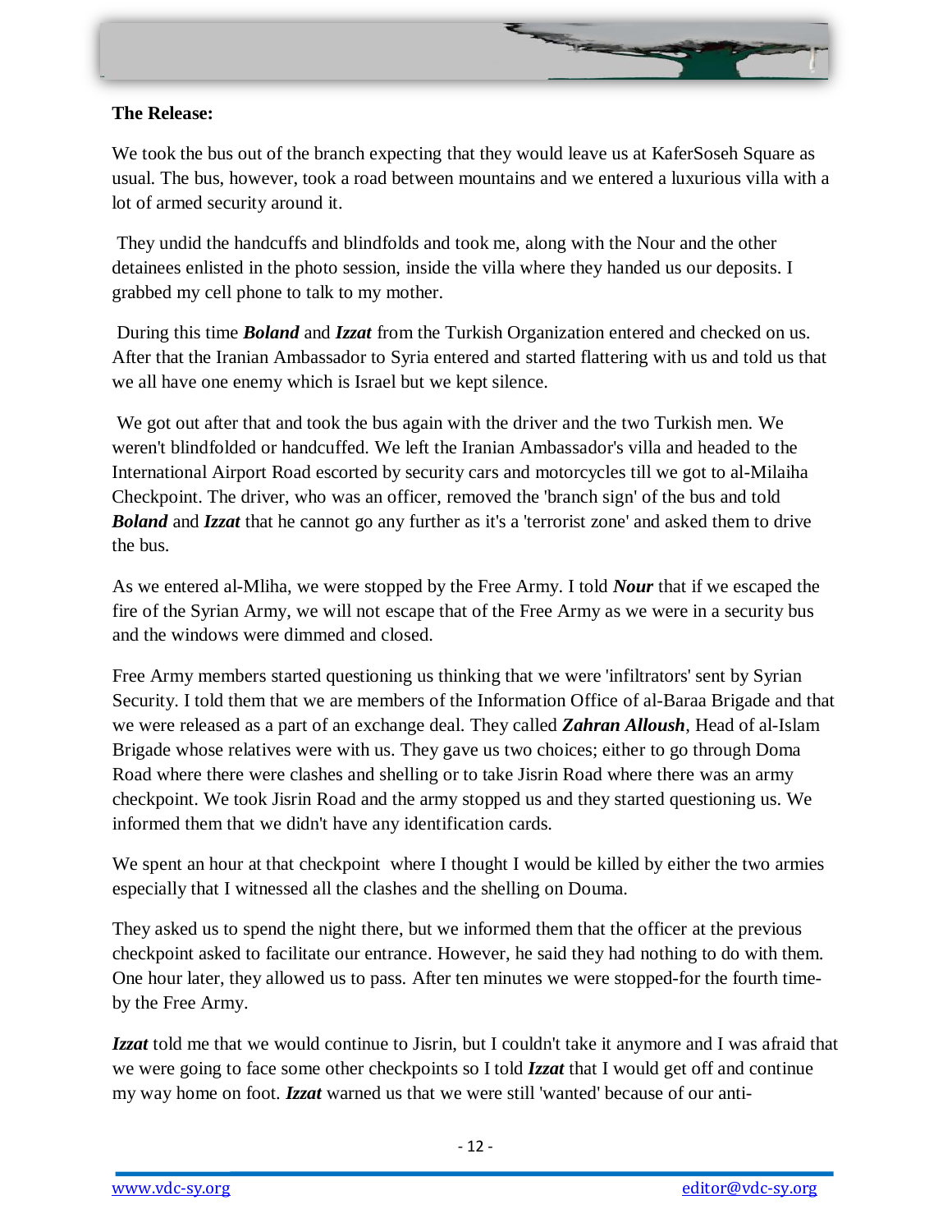**The Release:**

We took the bus out of the branch expecting that they would leave us at KaferSoseh Square as usual. The bus, however, took a road between mountains and we entered a luxurious villa with a lot of armed security around it.

They undid the handcuffs and blindfolds and took me, along with the Nour and the other detainees enlisted in the photo session, inside the villa where they handed us our deposits. I grabbed my cell phone to talk to my mother.

During this time ***Boland*** and ***Izzat*** from the Turkish Organization entered and checked on us. After that the Iranian Ambassador to Syria entered and started flattering with us and told us that we all have one enemy which is Israel but we kept silence.

We got out after that and took the bus again with the driver and the two Turkish men. We weren't blindfolded or handcuffed. We left the Iranian Ambassador's villa and headed to the International Airport Road escorted by security cars and motorcycles till we got to al-Milaiha Checkpoint. The driver, who was an officer, removed the 'branch sign' of the bus and told ***Boland*** and ***Izzat*** that he cannot go any further as it's a 'terrorist zone' and asked them to drive the bus.

As we entered al-Mliha, we were stopped by the Free Army. I told ***Nour*** that if we escaped the fire of the Syrian Army, we will not escape that of the Free Army as we were in a security bus and the windows were dimmed and closed.

Free Army members started questioning us thinking that we were 'infiltrators' sent by Syrian Security. I told them that we are members of the Information Office of al-Baraa Brigade and that we were released as a part of an exchange deal. They called ***Zahran Alloush***, Head of al-Islam Brigade whose relatives were with us. They gave us two choices; either to go through Doma Road where there were clashes and shelling or to take Jisrin Road where there was an army checkpoint. We took Jisrin Road and the army stopped us and they started questioning us. We informed them that we didn't have any identification cards.

We spent an hour at that checkpoint where I thought I would be killed by either the two armies especially that I witnessed all the clashes and the shelling on Douma.

They asked us to spend the night there, but we informed them that the officer at the previous checkpoint asked to facilitate our entrance. However, he said they had nothing to do with them. One hour later, they allowed us to pass. After ten minutes we were stopped-for the fourth time-by the Free Army.

***Izzat*** told me that we would continue to Jisrin, but I couldn't take it anymore and I was afraid that we were going to face some other checkpoints so I told ***Izzat*** that I would get off and continue my way home on foot. ***Izzat*** warned us that we were still 'wanted' because of our anti-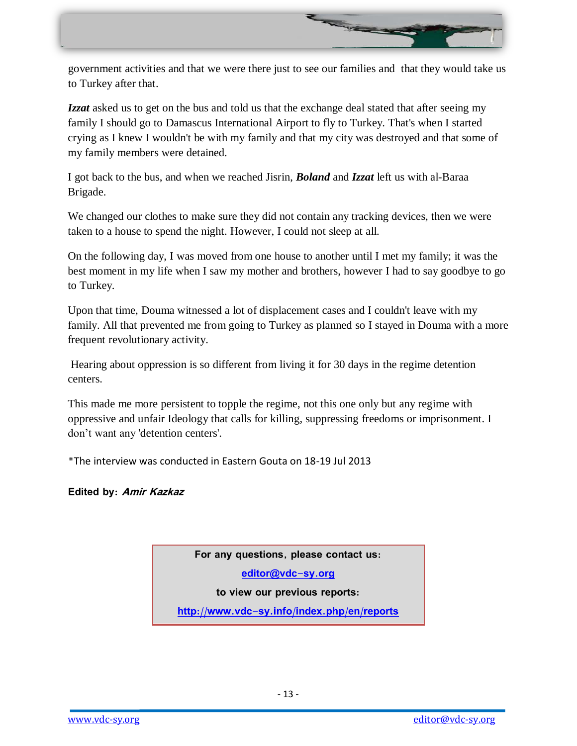government activities and that we were there just to see our families and that they would take us to Turkey after that.

***Izzat*** asked us to get on the bus and told us that the exchange deal stated that after seeing my family I should go to Damascus International Airport to fly to Turkey. That's when I started crying as I knew I wouldn't be with my family and that my city was destroyed and that some of my family members were detained.

I got back to the bus, and when we reached Jisrin, ***Boland*** and ***Izzat*** left us with al-Baraa Brigade.

We changed our clothes to make sure they did not contain any tracking devices, then we were taken to a house to spend the night. However, I could not sleep at all.

On the following day, I was moved from one house to another until I met my family; it was the best moment in my life when I saw my mother and brothers, however I had to say goodbye to go to Turkey.

Upon that time, Douma witnessed a lot of displacement cases and I couldn't leave with my family. All that prevented me from going to Turkey as planned so I stayed in Douma with a more frequent revolutionary activity.

Hearing about oppression is so different from living it for 30 days in the regime detention centers.

This made me more persistent to topple the regime, not this one only but any regime with oppressive and unfair Ideology that calls for killing, suppressing freedoms or imprisonment. I don't want any 'detention centers'.

*The interview was conducted in Eastern Gouta on 18-19 Jul 2013

**Edited by:** ***Amir Kazkaz***

**For any questions, please contact us:**

**editor@vdc-sy.org**

**to view our previous reports:**

**http://www.vdc-sy.info/index.php/en/reports**